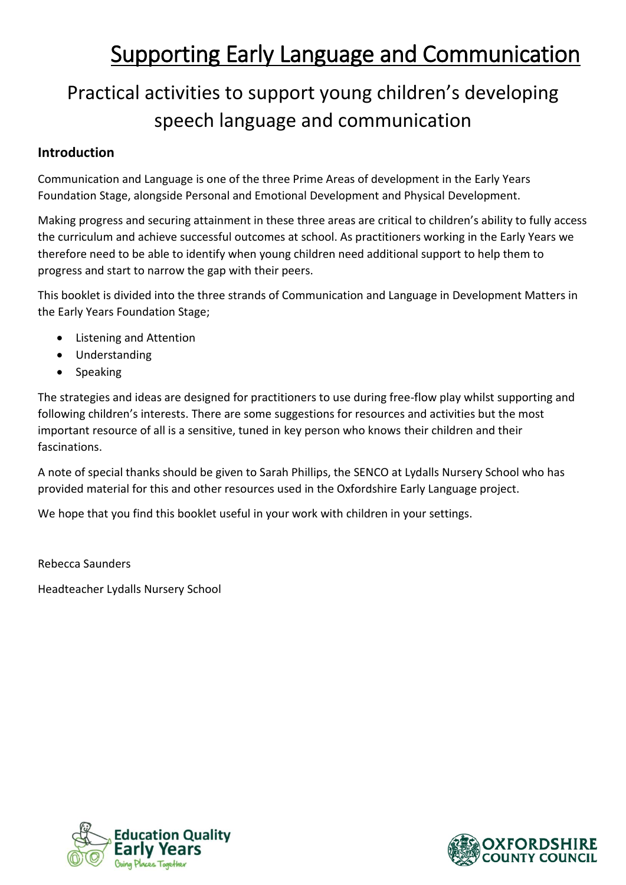# Supporting Early Language and Communication

## Practical activities to support young children's developing speech language and communication

### Introduction

Communication and Language is one of the three Prime Areas of development in the Early Years Foundation Stage, alongside Personal and Emotional Development and Physical Development.

Making progress and securing attainment in these three areas are critical to children's ability to fully access the curriculum and achieve successful outcomes at school. As practitioners working in the Early Years we therefore need to be able to identify when young children need additional support to help them to progress and start to narrow the gap with their peers.

This booklet is divided into the three strands of Communication and Language in Development Matters in the Early Years Foundation Stage;

- Listening and Attention
- Understanding
- Speaking

The strategies and ideas are designed for practitioners to use during free-flow play whilst supporting and following children's interests. There are some suggestions for resources and activities but the most important resource of all is a sensitive, tuned in key person who knows their children and their fascinations.

A note of special thanks should be given to Sarah Phillips, the SENCO at Lydalls Nursery School who has provided material for this and other resources used in the Oxfordshire Early Language project.

We hope that you find this booklet useful in your work with children in your settings.

Rebecca Saunders

Headteacher Lydalls Nursery School

Education Quality Early Years
Going Places Together

OXFORDSHIRE COUNTY COUNCIL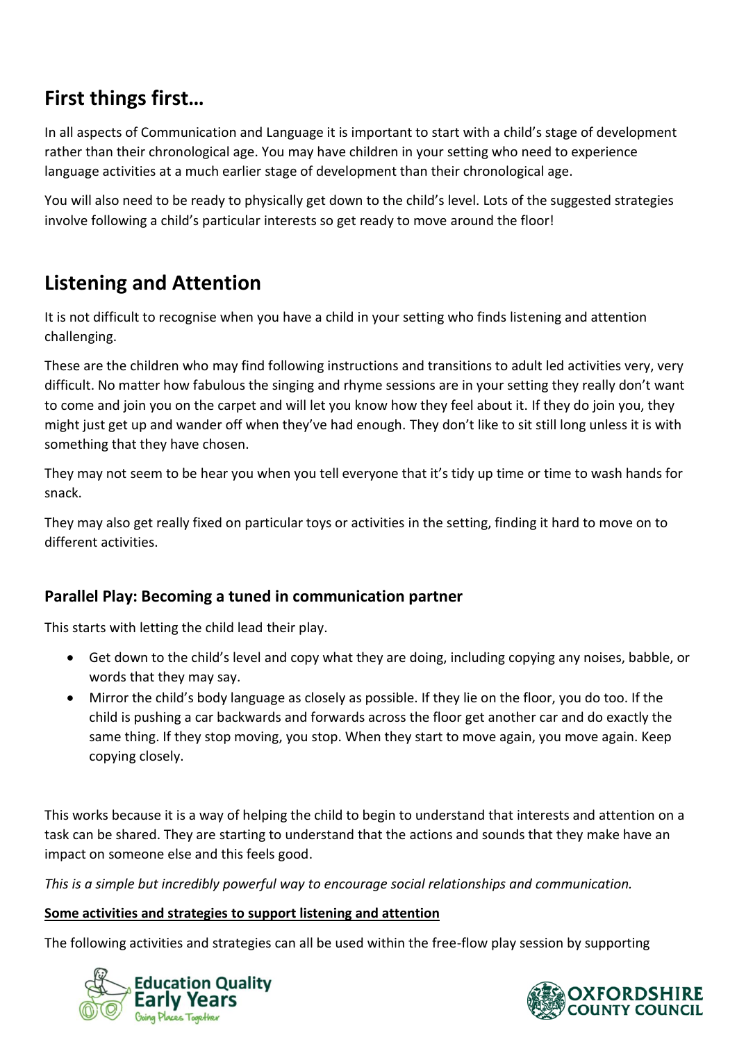## First things first…

In all aspects of Communication and Language it is important to start with a child's stage of development rather than their chronological age. You may have children in your setting who need to experience language activities at a much earlier stage of development than their chronological age.

You will also need to be ready to physically get down to the child's level. Lots of the suggested strategies involve following a child's particular interests so get ready to move around the floor!

## Listening and Attention

It is not difficult to recognise when you have a child in your setting who finds listening and attention challenging.

These are the children who may find following instructions and transitions to adult led activities very, very difficult. No matter how fabulous the singing and rhyme sessions are in your setting they really don't want to come and join you on the carpet and will let you know how they feel about it. If they do join you, they might just get up and wander off when they've had enough. They don't like to sit still long unless it is with something that they have chosen.

They may not seem to be hear you when you tell everyone that it's tidy up time or time to wash hands for snack.

They may also get really fixed on particular toys or activities in the setting, finding it hard to move on to different activities.

### Parallel Play: Becoming a tuned in communication partner

This starts with letting the child lead their play.

- Get down to the child's level and copy what they are doing, including copying any noises, babble, or words that they may say.
- Mirror the child's body language as closely as possible. If they lie on the floor, you do too. If the child is pushing a car backwards and forwards across the floor get another car and do exactly the same thing. If they stop moving, you stop. When they start to move again, you move again. Keep copying closely.

This works because it is a way of helping the child to begin to understand that interests and attention on a task can be shared. They are starting to understand that the actions and sounds that they make have an impact on someone else and this feels good.

*This is a simple but incredibly powerful way to encourage social relationships and communication.*

**Some activities and strategies to support listening and attention**

The following activities and strategies can all be used within the free-flow play session by supporting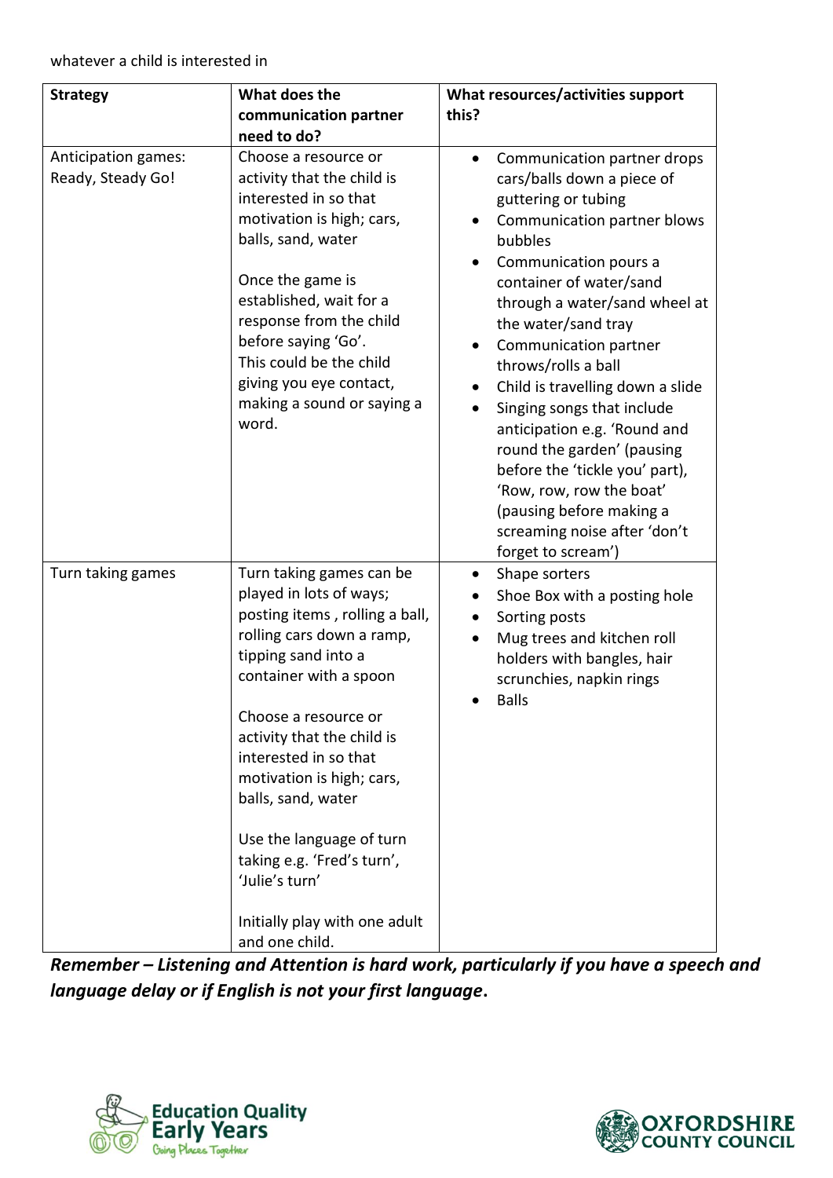whatever a child is interested in

| Strategy | What does the communication partner need to do? | What resources/activities support this? |
|---|---|---|
| Anticipation games: Ready, Steady Go! | Choose a resource or activity that the child is interested in so that motivation is high; cars, balls, sand, water<br><br>Once the game is established, wait for a response from the child before saying 'Go'. This could be the child giving you eye contact, making a sound or saying a word. | • Communication partner drops cars/balls down a piece of guttering or tubing<br>• Communication partner blows bubbles<br>• Communication pours a container of water/sand through a water/sand wheel at the water/sand tray<br>• Communication partner throws/rolls a ball<br>• Child is travelling down a slide<br>• Singing songs that include anticipation e.g. 'Round and round the garden' (pausing before the 'tickle you' part), 'Row, row, row the boat' (pausing before making a screaming noise after 'don't forget to scream') |
| Turn taking games | Turn taking games can be played in lots of ways; posting items , rolling a ball, rolling cars down a ramp, tipping sand into a container with a spoon<br><br>Choose a resource or activity that the child is interested in so that motivation is high; cars, balls, sand, water<br><br>Use the language of turn taking e.g. 'Fred's turn', 'Julie's turn'<br><br>Initially play with one adult and one child. | • Shape sorters<br>• Shoe Box with a posting hole<br>• Sorting posts<br>• Mug trees and kitchen roll holders with bangles, hair scrunchies, napkin rings<br>• Balls |

***Remember – Listening and Attention is hard work, particularly if you have a speech and language delay or if English is not your first language.***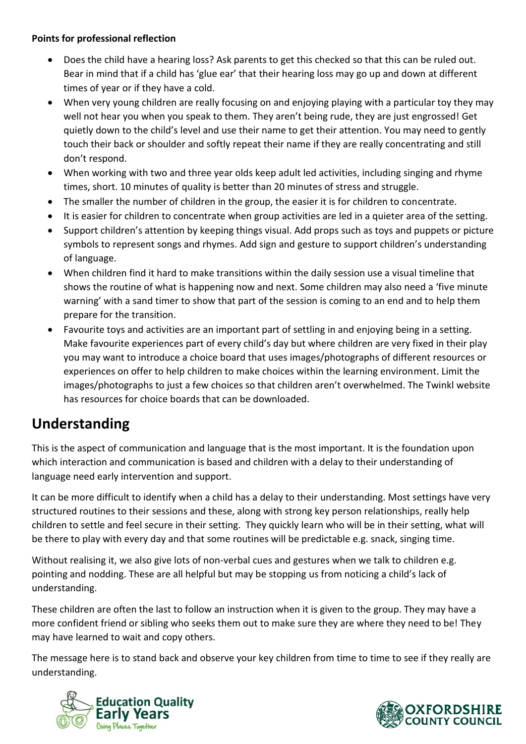**Points for professional reflection**

- Does the child have a hearing loss? Ask parents to get this checked so that this can be ruled out. Bear in mind that if a child has 'glue ear' that their hearing loss may go up and down at different times of year or if they have a cold.
- When very young children are really focusing on and enjoying playing with a particular toy they may well not hear you when you speak to them. They aren't being rude, they are just engrossed! Get quietly down to the child's level and use their name to get their attention. You may need to gently touch their back or shoulder and softly repeat their name if they are really concentrating and still don't respond.
- When working with two and three year olds keep adult led activities, including singing and rhyme times, short. 10 minutes of quality is better than 20 minutes of stress and struggle.
- The smaller the number of children in the group, the easier it is for children to concentrate.
- It is easier for children to concentrate when group activities are led in a quieter area of the setting.
- Support children's attention by keeping things visual. Add props such as toys and puppets or picture symbols to represent songs and rhymes. Add sign and gesture to support children's understanding of language.
- When children find it hard to make transitions within the daily session use a visual timeline that shows the routine of what is happening now and next. Some children may also need a 'five minute warning' with a sand timer to show that part of the session is coming to an end and to help them prepare for the transition.
- Favourite toys and activities are an important part of settling in and enjoying being in a setting. Make favourite experiences part of every child's day but where children are very fixed in their play you may want to introduce a choice board that uses images/photographs of different resources or experiences on offer to help children to make choices within the learning environment. Limit the images/photographs to just a few choices so that children aren't overwhelmed. The Twinkl website has resources for choice boards that can be downloaded.

## Understanding

This is the aspect of communication and language that is the most important. It is the foundation upon which interaction and communication is based and children with a delay to their understanding of language need early intervention and support.

It can be more difficult to identify when a child has a delay to their understanding. Most settings have very structured routines to their sessions and these, along with strong key person relationships, really help children to settle and feel secure in their setting. They quickly learn who will be in their setting, what will be there to play with every day and that some routines will be predictable e.g. snack, singing time.

Without realising it, we also give lots of non-verbal cues and gestures when we talk to children e.g. pointing and nodding. These are all helpful but may be stopping us from noticing a child's lack of understanding.

These children are often the last to follow an instruction when it is given to the group. They may have a more confident friend or sibling who seeks them out to make sure they are where they need to be! They may have learned to wait and copy others.

The message here is to stand back and observe your key children from time to time to see if they really are understanding.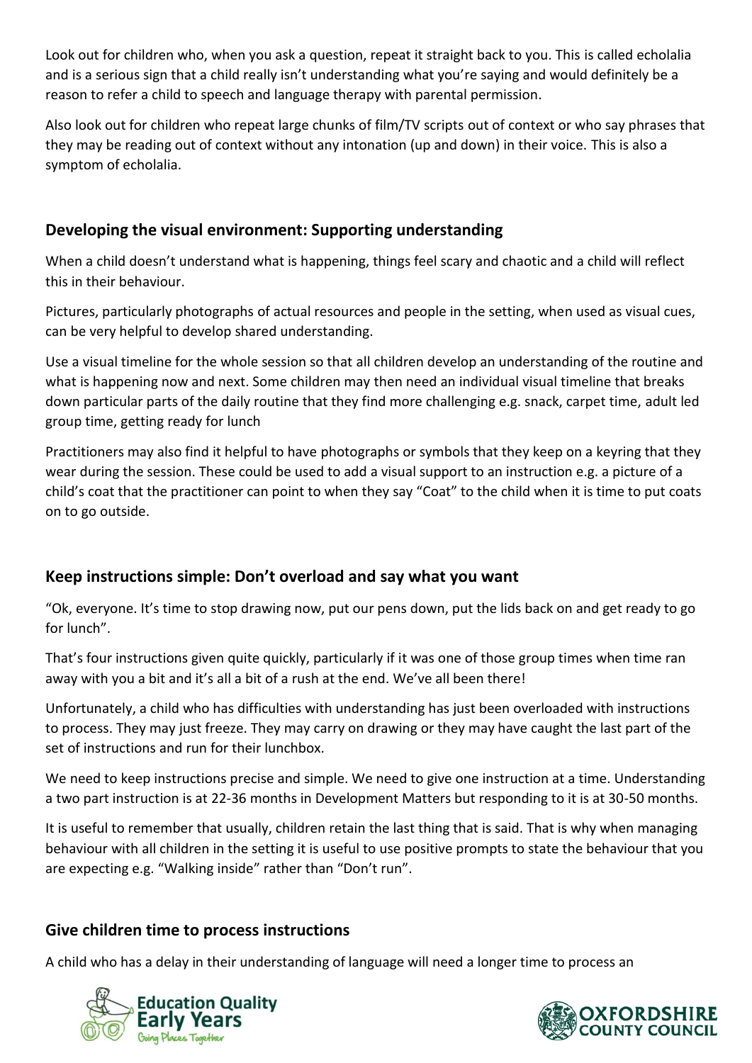Look out for children who, when you ask a question, repeat it straight back to you. This is called echolalia and is a serious sign that a child really isn't understanding what you're saying and would definitely be a reason to refer a child to speech and language therapy with parental permission.

Also look out for children who repeat large chunks of film/TV scripts out of context or who say phrases that they may be reading out of context without any intonation (up and down) in their voice. This is also a symptom of echolalia.

## Developing the visual environment: Supporting understanding

When a child doesn't understand what is happening, things feel scary and chaotic and a child will reflect this in their behaviour.

Pictures, particularly photographs of actual resources and people in the setting, when used as visual cues, can be very helpful to develop shared understanding.

Use a visual timeline for the whole session so that all children develop an understanding of the routine and what is happening now and next. Some children may then need an individual visual timeline that breaks down particular parts of the daily routine that they find more challenging e.g. snack, carpet time, adult led group time, getting ready for lunch

Practitioners may also find it helpful to have photographs or symbols that they keep on a keyring that they wear during the session. These could be used to add a visual support to an instruction e.g. a picture of a child's coat that the practitioner can point to when they say "Coat" to the child when it is time to put coats on to go outside.

## Keep instructions simple: Don't overload and say what you want

"Ok, everyone. It's time to stop drawing now, put our pens down, put the lids back on and get ready to go for lunch".

That's four instructions given quite quickly, particularly if it was one of those group times when time ran away with you a bit and it's all a bit of a rush at the end. We've all been there!

Unfortunately, a child who has difficulties with understanding has just been overloaded with instructions to process. They may just freeze. They may carry on drawing or they may have caught the last part of the set of instructions and run for their lunchbox.

We need to keep instructions precise and simple. We need to give one instruction at a time. Understanding a two part instruction is at 22-36 months in Development Matters but responding to it is at 30-50 months.

It is useful to remember that usually, children retain the last thing that is said. That is why when managing behaviour with all children in the setting it is useful to use positive prompts to state the behaviour that you are expecting e.g. "Walking inside" rather than "Don't run".

## Give children time to process instructions

A child who has a delay in their understanding of language will need a longer time to process an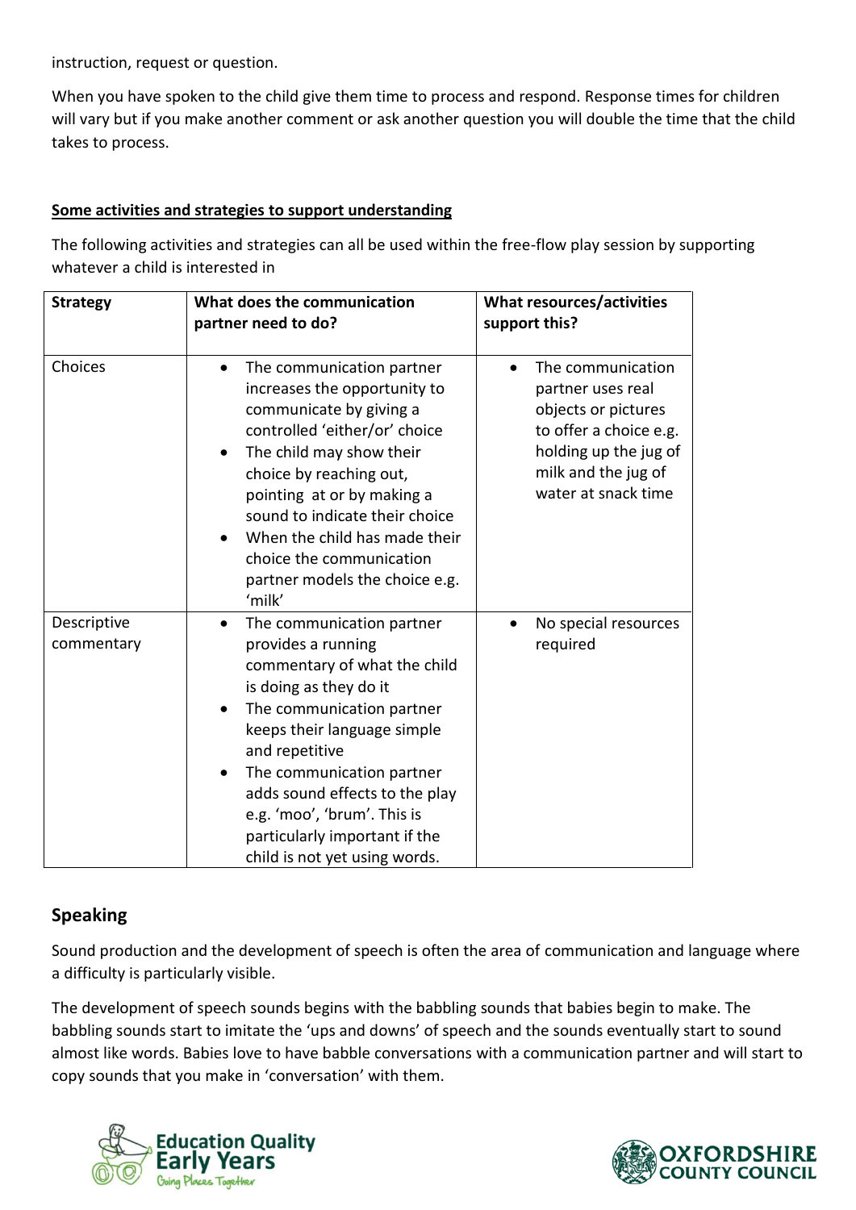instruction, request or question.

When you have spoken to the child give them time to process and respond. Response times for children will vary but if you make another comment or ask another question you will double the time that the child takes to process.

**Some activities and strategies to support understanding**

The following activities and strategies can all be used within the free-flow play session by supporting whatever a child is interested in

| Strategy | What does the communication partner need to do? | What resources/activities support this? |
|---|---|---|
| Choices | • The communication partner increases the opportunity to communicate by giving a controlled 'either/or' choice<br>• The child may show their choice by reaching out, pointing at or by making a sound to indicate their choice<br>• When the child has made their choice the communication partner models the choice e.g. 'milk' | • The communication partner uses real objects or pictures to offer a choice e.g. holding up the jug of milk and the jug of water at snack time |
| Descriptive commentary | • The communication partner provides a running commentary of what the child is doing as they do it<br>• The communication partner keeps their language simple and repetitive<br>• The communication partner adds sound effects to the play e.g. 'moo', 'brum'. This is particularly important if the child is not yet using words. | • No special resources required |

## Speaking

Sound production and the development of speech is often the area of communication and language where a difficulty is particularly visible.

The development of speech sounds begins with the babbling sounds that babies begin to make. The babbling sounds start to imitate the 'ups and downs' of speech and the sounds eventually start to sound almost like words. Babies love to have babble conversations with a communication partner and will start to copy sounds that you make in 'conversation' with them.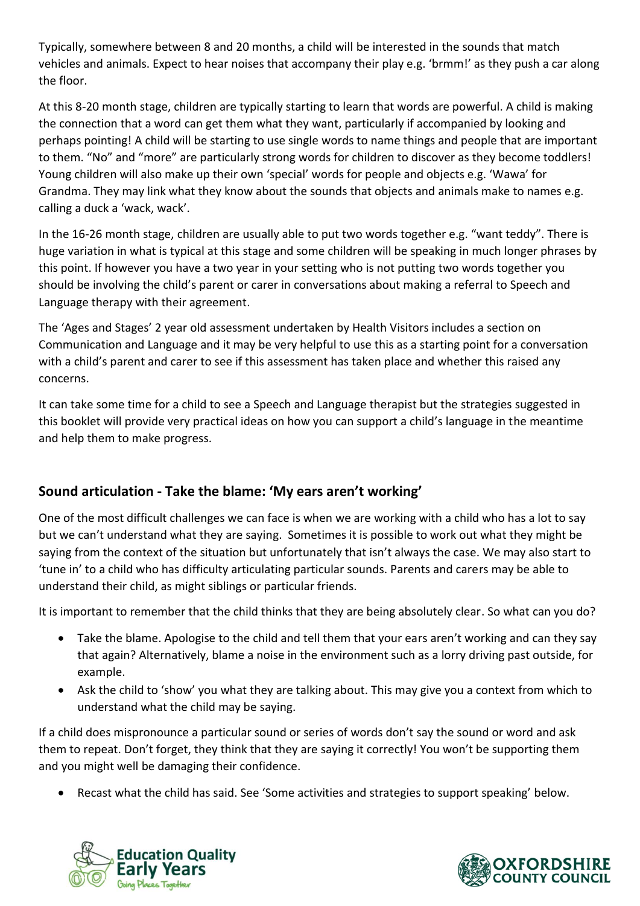Typically, somewhere between 8 and 20 months, a child will be interested in the sounds that match vehicles and animals. Expect to hear noises that accompany their play e.g. 'brmm!' as they push a car along the floor.

At this 8-20 month stage, children are typically starting to learn that words are powerful. A child is making the connection that a word can get them what they want, particularly if accompanied by looking and perhaps pointing! A child will be starting to use single words to name things and people that are important to them. "No" and "more" are particularly strong words for children to discover as they become toddlers! Young children will also make up their own 'special' words for people and objects e.g. 'Wawa' for Grandma. They may link what they know about the sounds that objects and animals make to names e.g. calling a duck a 'wack, wack'.

In the 16-26 month stage, children are usually able to put two words together e.g. "want teddy". There is huge variation in what is typical at this stage and some children will be speaking in much longer phrases by this point. If however you have a two year in your setting who is not putting two words together you should be involving the child's parent or carer in conversations about making a referral to Speech and Language therapy with their agreement.

The 'Ages and Stages' 2 year old assessment undertaken by Health Visitors includes a section on Communication and Language and it may be very helpful to use this as a starting point for a conversation with a child's parent and carer to see if this assessment has taken place and whether this raised any concerns.

It can take some time for a child to see a Speech and Language therapist but the strategies suggested in this booklet will provide very practical ideas on how you can support a child's language in the meantime and help them to make progress.

## Sound articulation - Take the blame: 'My ears aren't working'

One of the most difficult challenges we can face is when we are working with a child who has a lot to say but we can't understand what they are saying. Sometimes it is possible to work out what they might be saying from the context of the situation but unfortunately that isn't always the case. We may also start to 'tune in' to a child who has difficulty articulating particular sounds. Parents and carers may be able to understand their child, as might siblings or particular friends.

It is important to remember that the child thinks that they are being absolutely clear. So what can you do?

- Take the blame. Apologise to the child and tell them that your ears aren't working and can they say that again? Alternatively, blame a noise in the environment such as a lorry driving past outside, for example.
- Ask the child to 'show' you what they are talking about. This may give you a context from which to understand what the child may be saying.

If a child does mispronounce a particular sound or series of words don't say the sound or word and ask them to repeat. Don't forget, they think that they are saying it correctly! You won't be supporting them and you might well be damaging their confidence.

- Recast what the child has said. See 'Some activities and strategies to support speaking' below.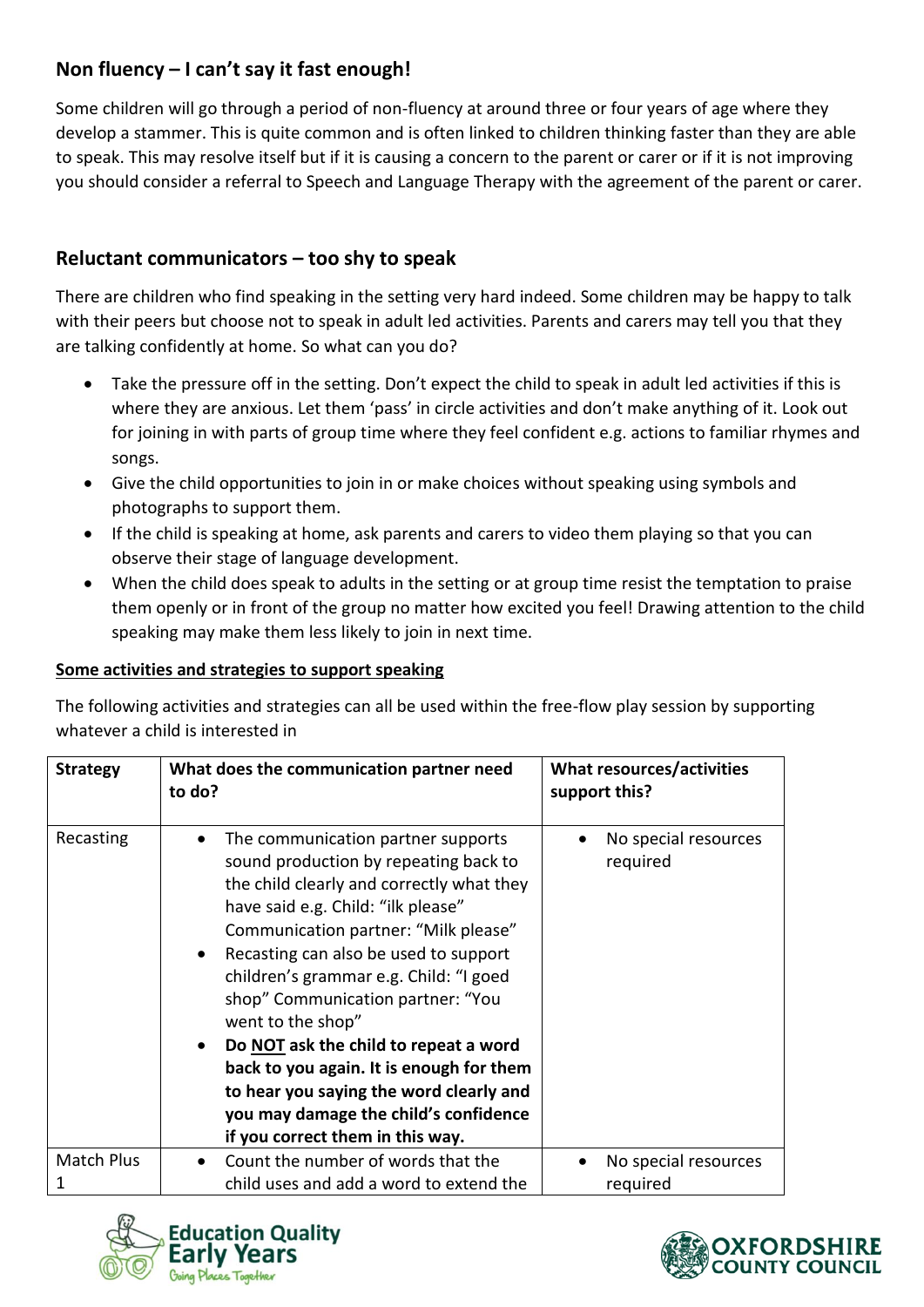## Non fluency – I can't say it fast enough!

Some children will go through a period of non-fluency at around three or four years of age where they develop a stammer. This is quite common and is often linked to children thinking faster than they are able to speak. This may resolve itself but if it is causing a concern to the parent or carer or if it is not improving you should consider a referral to Speech and Language Therapy with the agreement of the parent or carer.

## Reluctant communicators – too shy to speak

There are children who find speaking in the setting very hard indeed. Some children may be happy to talk with their peers but choose not to speak in adult led activities. Parents and carers may tell you that they are talking confidently at home. So what can you do?

- Take the pressure off in the setting. Don't expect the child to speak in adult led activities if this is where they are anxious. Let them 'pass' in circle activities and don't make anything of it. Look out for joining in with parts of group time where they feel confident e.g. actions to familiar rhymes and songs.
- Give the child opportunities to join in or make choices without speaking using symbols and photographs to support them.
- If the child is speaking at home, ask parents and carers to video them playing so that you can observe their stage of language development.
- When the child does speak to adults in the setting or at group time resist the temptation to praise them openly or in front of the group no matter how excited you feel! Drawing attention to the child speaking may make them less likely to join in next time.

**Some activities and strategies to support speaking**

The following activities and strategies can all be used within the free-flow play session by supporting whatever a child is interested in

| Strategy | What does the communication partner need to do? | What resources/activities support this? |
|---|---|---|
| Recasting | • The communication partner supports sound production by repeating back to the child clearly and correctly what they have said e.g. Child: "ilk please" Communication partner: "Milk please"<br>• Recasting can also be used to support children's grammar e.g. Child: "I goed shop" Communication partner: "You went to the shop"<br>• **Do NOT ask the child to repeat a word back to you again. It is enough for them to hear you saying the word clearly and you may damage the child's confidence if you correct them in this way.** | • No special resources required |
| Match Plus 1 | • Count the number of words that the child uses and add a word to extend the | • No special resources required |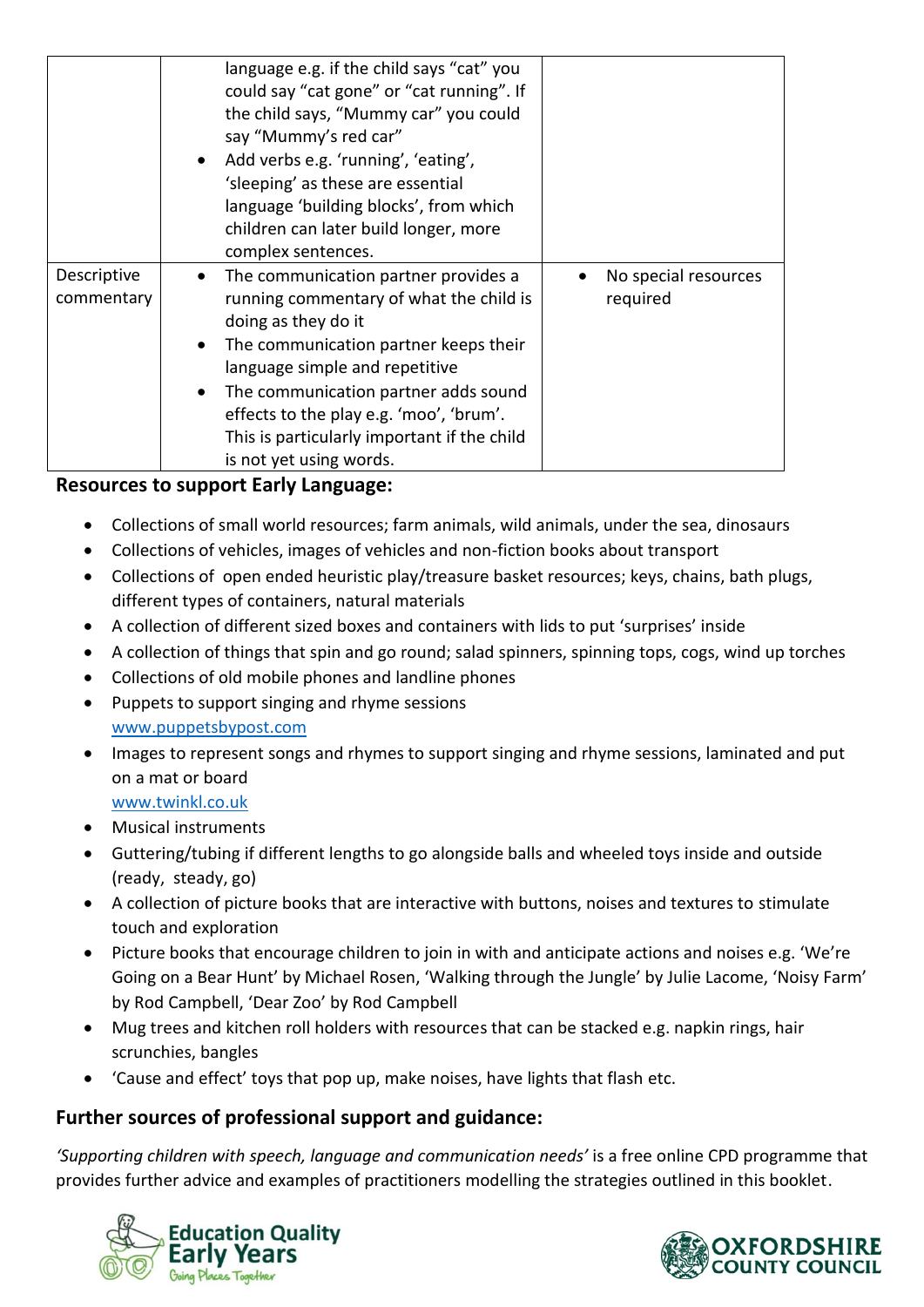| | | |
|---|---|---|
| | language e.g. if the child says "cat" you could say "cat gone" or "cat running". If the child says, "Mummy car" you could say "Mummy's red car"<br>• Add verbs e.g. 'running', 'eating', 'sleeping' as these are essential language 'building blocks', from which children can later build longer, more complex sentences. | |
| Descriptive commentary | • The communication partner provides a running commentary of what the child is doing as they do it<br>• The communication partner keeps their language simple and repetitive<br>• The communication partner adds sound effects to the play e.g. 'moo', 'brum'. This is particularly important if the child is not yet using words. | • No special resources required |

### Resources to support Early Language:

- Collections of small world resources; farm animals, wild animals, under the sea, dinosaurs
- Collections of vehicles, images of vehicles and non-fiction books about transport
- Collections of open ended heuristic play/treasure basket resources; keys, chains, bath plugs, different types of containers, natural materials
- A collection of different sized boxes and containers with lids to put 'surprises' inside
- A collection of things that spin and go round; salad spinners, spinning tops, cogs, wind up torches
- Collections of old mobile phones and landline phones
- Puppets to support singing and rhyme sessions
  www.puppetsbypost.com
- Images to represent songs and rhymes to support singing and rhyme sessions, laminated and put on a mat or board
  www.twinkl.co.uk
- Musical instruments
- Guttering/tubing if different lengths to go alongside balls and wheeled toys inside and outside (ready, steady, go)
- A collection of picture books that are interactive with buttons, noises and textures to stimulate touch and exploration
- Picture books that encourage children to join in with and anticipate actions and noises e.g. 'We're Going on a Bear Hunt' by Michael Rosen, 'Walking through the Jungle' by Julie Lacome, 'Noisy Farm' by Rod Campbell, 'Dear Zoo' by Rod Campbell
- Mug trees and kitchen roll holders with resources that can be stacked e.g. napkin rings, hair scrunchies, bangles
- 'Cause and effect' toys that pop up, make noises, have lights that flash etc.

### Further sources of professional support and guidance:

*'Supporting children with speech, language and communication needs'* is a free online CPD programme that provides further advice and examples of practitioners modelling the strategies outlined in this booklet.

Education Quality Early Years Going Places Together

Oxfordshire County Council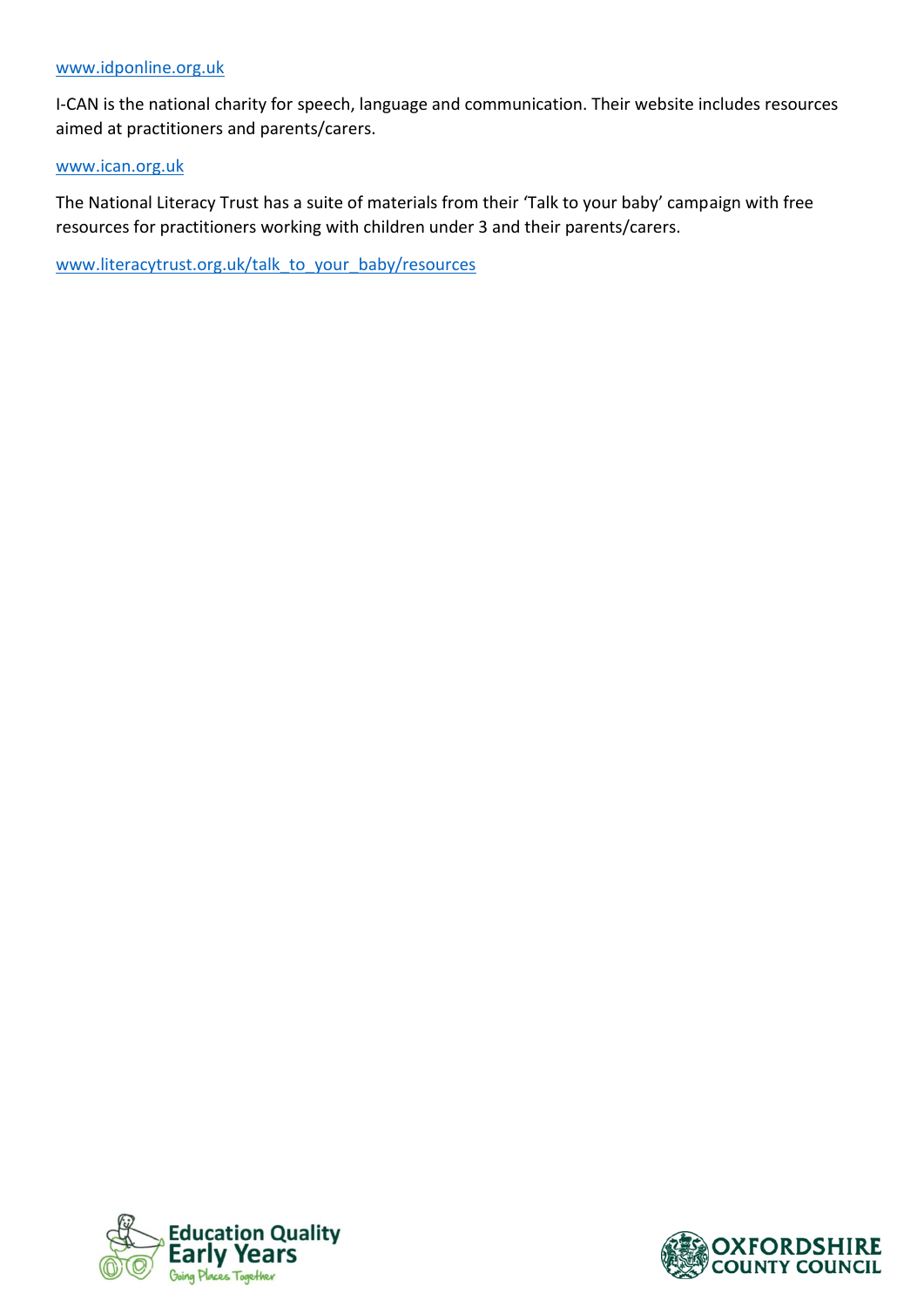www.idponline.org.uk

I-CAN is the national charity for speech, language and communication. Their website includes resources aimed at practitioners and parents/carers.

www.ican.org.uk

The National Literacy Trust has a suite of materials from their 'Talk to your baby' campaign with free resources for practitioners working with children under 3 and their parents/carers.

www.literacytrust.org.uk/talk_to_your_baby/resources